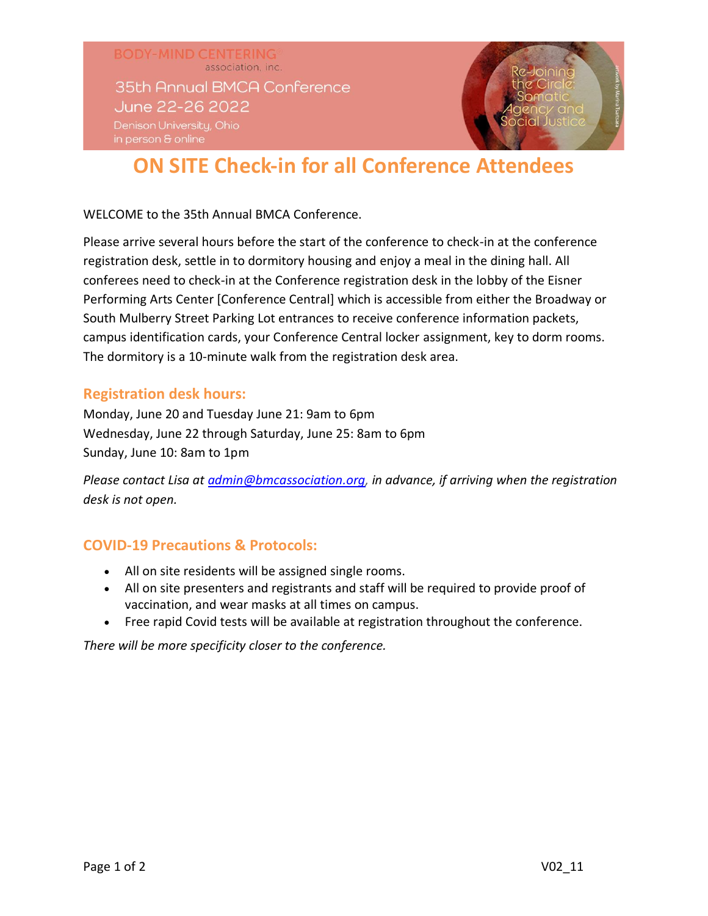BODY-MIND CENTERING® association, inc.

35th Annual BMCA Conference
June 22-26 2022
Denison University, Ohio
in person & online

Re-Joining the Circle: Somatic Agency and Social Justice

artwork by Marina Tsartsara

# ON SITE Check-in for all Conference Attendees

WELCOME to the 35th Annual BMCA Conference.

Please arrive several hours before the start of the conference to check-in at the conference registration desk, settle in to dormitory housing and enjoy a meal in the dining hall. All conferees need to check-in at the Conference registration desk in the lobby of the Eisner Performing Arts Center [Conference Central] which is accessible from either the Broadway or South Mulberry Street Parking Lot entrances to receive conference information packets, campus identification cards, your Conference Central locker assignment, key to dorm rooms. The dormitory is a 10-minute walk from the registration desk area.

## Registration desk hours:

Monday, June 20 and Tuesday June 21: 9am to 6pm
Wednesday, June 22 through Saturday, June 25: 8am to 6pm
Sunday, June 10: 8am to 1pm

*Please contact Lisa at [admin@bmcassociation.org](mailto:admin@bmcassociation.org), in advance, if arriving when the registration desk is not open.*

## COVID-19 Precautions & Protocols:

- All on site residents will be assigned single rooms.
- All on site presenters and registrants and staff will be required to provide proof of vaccination, and wear masks at all times on campus.
- Free rapid Covid tests will be available at registration throughout the conference.

*There will be more specificity closer to the conference.*

V02_11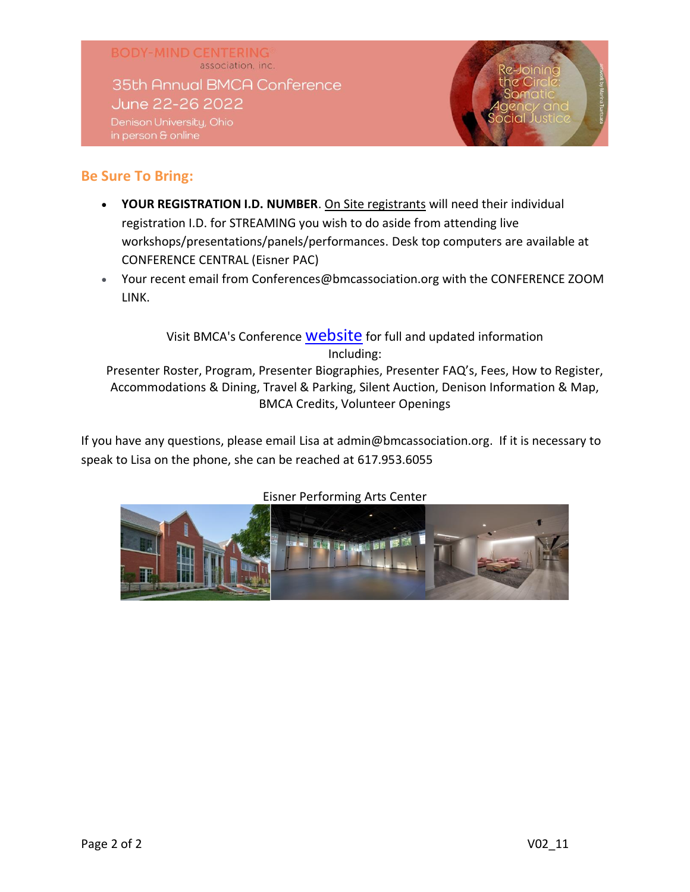BODY-MIND CENTERING association, inc.

35th Annual BMCA Conference
June 22-26 2022
Denison University, Ohio
in person & online

Re-Joining the Circle: Somatic Agency and Social Justice

## Be Sure To Bring:

- **YOUR REGISTRATION I.D. NUMBER**. On Site registrants will need their individual registration I.D. for STREAMING you wish to do aside from attending live workshops/presentations/panels/performances. Desk top computers are available at CONFERENCE CENTRAL (Eisner PAC)
- Your recent email from Conferences@bmcassociation.org with the CONFERENCE ZOOM LINK.

Visit BMCA's Conference website for full and updated information
Including:
Presenter Roster, Program, Presenter Biographies, Presenter FAQ's, Fees, How to Register, Accommodations & Dining, Travel & Parking, Silent Auction, Denison Information & Map, BMCA Credits, Volunteer Openings

If you have any questions, please email Lisa at admin@bmcassociation.org. If it is necessary to speak to Lisa on the phone, she can be reached at 617.953.6055

Eisner Performing Arts Center

V02_11